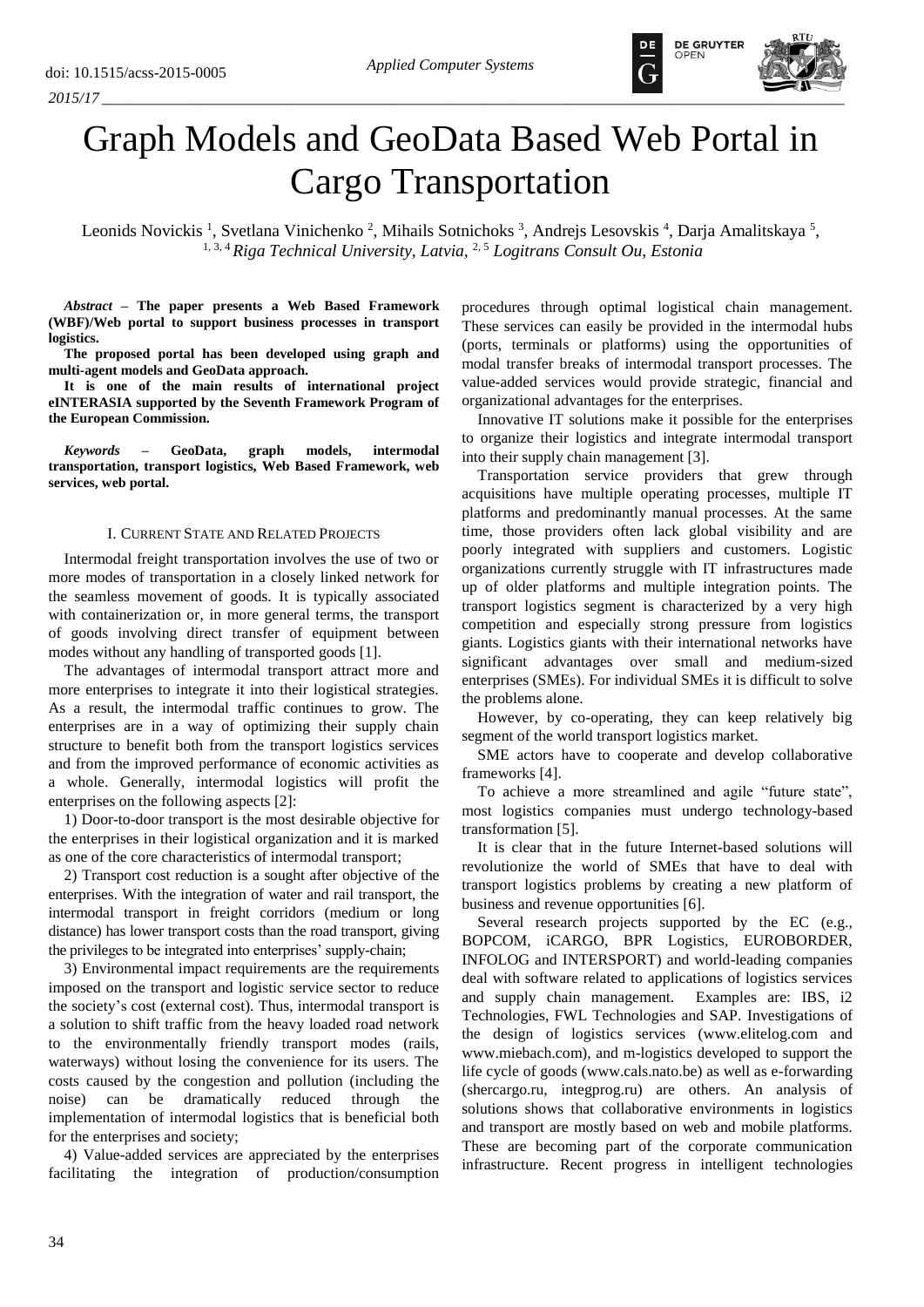# Graph Models and GeoData Based Web Portal in Cargo Transportation

Leonids Novickis [1], Svetlana Vinichenko [2], Mihails Sotnichoks [3], Andrejs Lesovskis [4], Darja Amalitskaya [5],
[1, 3, 4] *Riga Technical University, Latvia,* [2, 5] *Logitrans Consult Ou, Estonia*

***Abstract* – The paper presents a Web Based Framework (WBF)/Web portal to support business processes in transport logistics.**

**The proposed portal has been developed using graph and multi-agent models and GeoData approach.**

**It is one of the main results of international project eINTERASIA supported by the Seventh Framework Program of the European Commission.**

***Keywords* – GeoData, graph models, intermodal transportation, transport logistics, Web Based Framework, web services, web portal.**

## I. Current State and Related Projects

Intermodal freight transportation involves the use of two or more modes of transportation in a closely linked network for the seamless movement of goods. It is typically associated with containerization or, in more general terms, the transport of goods involving direct transfer of equipment between modes without any handling of transported goods [1].

The advantages of intermodal transport attract more and more enterprises to integrate it into their logistical strategies. As a result, the intermodal traffic continues to grow. The enterprises are in a way of optimizing their supply chain structure to benefit both from the transport logistics services and from the improved performance of economic activities as a whole. Generally, intermodal logistics will profit the enterprises on the following aspects [2]:

1) Door-to-door transport is the most desirable objective for the enterprises in their logistical organization and it is marked as one of the core characteristics of intermodal transport;

2) Transport cost reduction is a sought after objective of the enterprises. With the integration of water and rail transport, the intermodal transport in freight corridors (medium or long distance) has lower transport costs than the road transport, giving the privileges to be integrated into enterprises' supply-chain;

3) Environmental impact requirements are the requirements imposed on the transport and logistic service sector to reduce the society's cost (external cost). Thus, intermodal transport is a solution to shift traffic from the heavy loaded road network to the environmentally friendly transport modes (rails, waterways) without losing the convenience for its users. The costs caused by the congestion and pollution (including the noise) can be dramatically reduced through the implementation of intermodal logistics that is beneficial both for the enterprises and society;

4) Value-added services are appreciated by the enterprises facilitating the integration of production/consumption procedures through optimal logistical chain management. These services can easily be provided in the intermodal hubs (ports, terminals or platforms) using the opportunities of modal transfer breaks of intermodal transport processes. The value-added services would provide strategic, financial and organizational advantages for the enterprises.

Innovative IT solutions make it possible for the enterprises to organize their logistics and integrate intermodal transport into their supply chain management [3].

Transportation service providers that grew through acquisitions have multiple operating processes, multiple IT platforms and predominantly manual processes. At the same time, those providers often lack global visibility and are poorly integrated with suppliers and customers. Logistic organizations currently struggle with IT infrastructures made up of older platforms and multiple integration points. The transport logistics segment is characterized by a very high competition and especially strong pressure from logistics giants. Logistics giants with their international networks have significant advantages over small and medium-sized enterprises (SMEs). For individual SMEs it is difficult to solve the problems alone.

However, by co-operating, they can keep relatively big segment of the world transport logistics market.

SME actors have to cooperate and develop collaborative frameworks [4].

To achieve a more streamlined and agile "future state", most logistics companies must undergo technology-based transformation [5].

It is clear that in the future Internet-based solutions will revolutionize the world of SMEs that have to deal with transport logistics problems by creating a new platform of business and revenue opportunities [6].

Several research projects supported by the EC (e.g., BOPCOM, iCARGO, BPR Logistics, EUROBORDER, INFOLOG and INTERSPORT) and world-leading companies deal with software related to applications of logistics services and supply chain management. Examples are: IBS, i2 Technologies, FWL Technologies and SAP. Investigations of the design of logistics services (www.elitelog.com and www.miebach.com), and m-logistics developed to support the life cycle of goods (www.cals.nato.be) as well as e-forwarding (shercargo.ru, integprog.ru) are others. An analysis of solutions shows that collaborative environments in logistics and transport are mostly based on web and mobile platforms. These are becoming part of the corporate communication infrastructure. Recent progress in intelligent technologies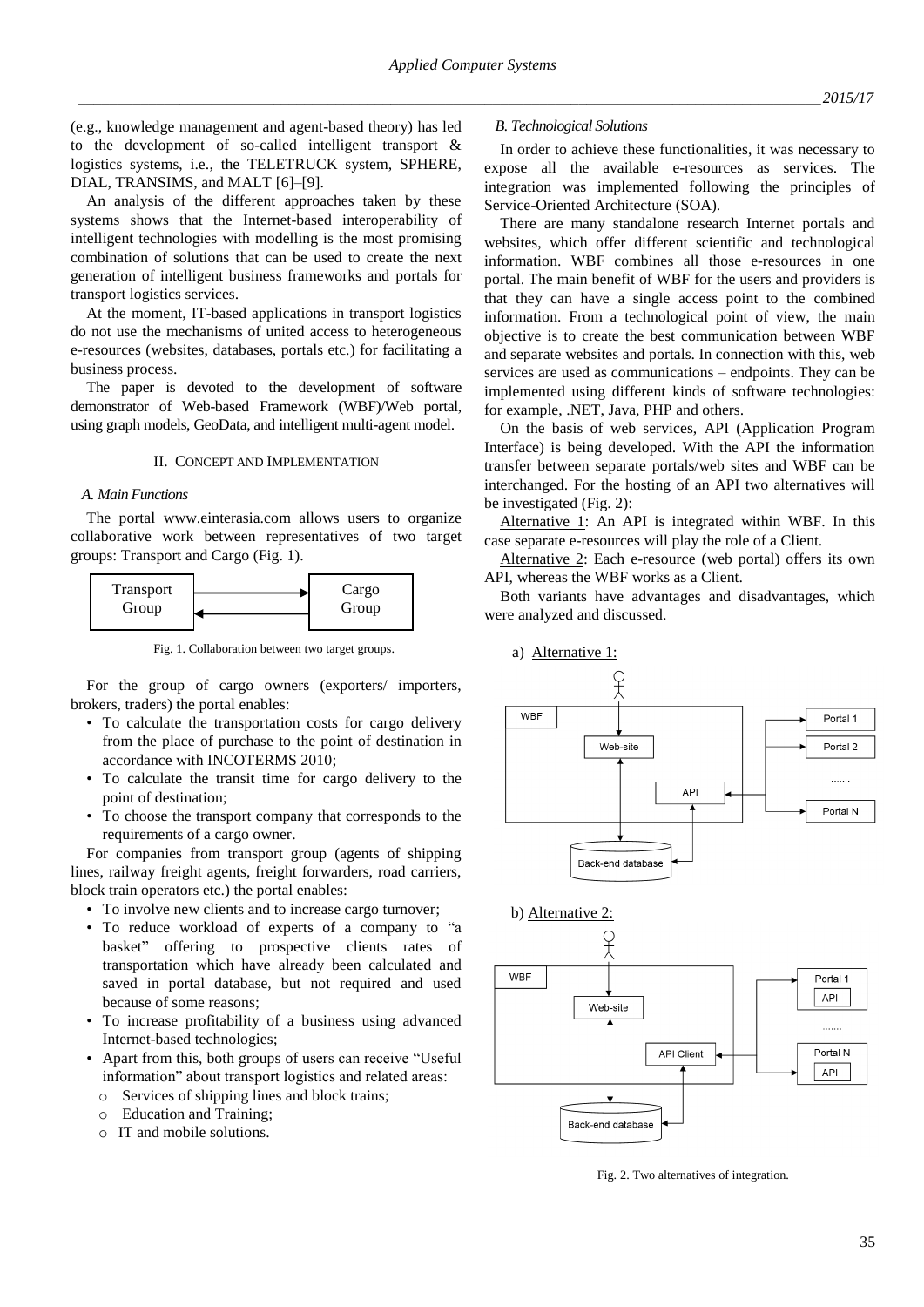(e.g., knowledge management and agent-based theory) has led to the development of so-called intelligent transport & logistics systems, i.e., the TELETRUCK system, SPHERE, DIAL, TRANSIMS, and MALT [6]–[9].

An analysis of the different approaches taken by these systems shows that the Internet-based interoperability of intelligent technologies with modelling is the most promising combination of solutions that can be used to create the next generation of intelligent business frameworks and portals for transport logistics services.

At the moment, IT-based applications in transport logistics do not use the mechanisms of united access to heterogeneous e-resources (websites, databases, portals etc.) for facilitating a business process.

The paper is devoted to the development of software demonstrator of Web-based Framework (WBF)/Web portal, using graph models, GeoData, and intelligent multi-agent model.

## II. Concept and Implementation

### *A. Main Functions*

The portal www.einterasia.com allows users to organize collaborative work between representatives of two target groups: Transport and Cargo (Fig. 1).

Transport Group

Cargo Group

Fig. 1. Collaboration between two target groups.

For the group of cargo owners (exporters/ importers, brokers, traders) the portal enables:

- To calculate the transportation costs for cargo delivery from the place of purchase to the point of destination in accordance with INCOTERMS 2010;
- To calculate the transit time for cargo delivery to the point of destination;
- To choose the transport company that corresponds to the requirements of a cargo owner.

For companies from transport group (agents of shipping lines, railway freight agents, freight forwarders, road carriers, block train operators etc.) the portal enables:

- To involve new clients and to increase cargo turnover;
- To reduce workload of experts of a company to "a basket" offering to prospective clients rates of transportation which have already been calculated and saved in portal database, but not required and used because of some reasons;
- To increase profitability of a business using advanced Internet-based technologies;
- Apart from this, both groups of users can receive "Useful information" about transport logistics and related areas:
  - Services of shipping lines and block trains;
  - Education and Training;
  - IT and mobile solutions.

### *B. Technological Solutions*

In order to achieve these functionalities, it was necessary to expose all the available e-resources as services. The integration was implemented following the principles of Service-Oriented Architecture (SOA).

There are many standalone research Internet portals and websites, which offer different scientific and technological information. WBF combines all those e-resources in one portal. The main benefit of WBF for the users and providers is that they can have a single access point to the combined information. From a technological point of view, the main objective is to create the best communication between WBF and separate websites and portals. In connection with this, web services are used as communications – endpoints. They can be implemented using different kinds of software technologies: for example, .NET, Java, PHP and others.

On the basis of web services, API (Application Program Interface) is being developed. With the API the information transfer between separate portals/web sites and WBF can be interchanged. For the hosting of an API two alternatives will be investigated (Fig. 2):

Alternative 1: An API is integrated within WBF. In this case separate e-resources will play the role of a Client.

Alternative 2: Each e-resource (web portal) offers its own API, whereas the WBF works as a Client.

Both variants have advantages and disadvantages, which were analyzed and discussed.

a) Alternative 1:

WBF

Web-site

API

Back-end database

Portal 1

Portal 2

.......

Portal N

b) Alternative 2:

WBF

Web-site

API Client

Back-end database

Portal 1

API

.......

Portal N

API

Fig. 2. Two alternatives of integration.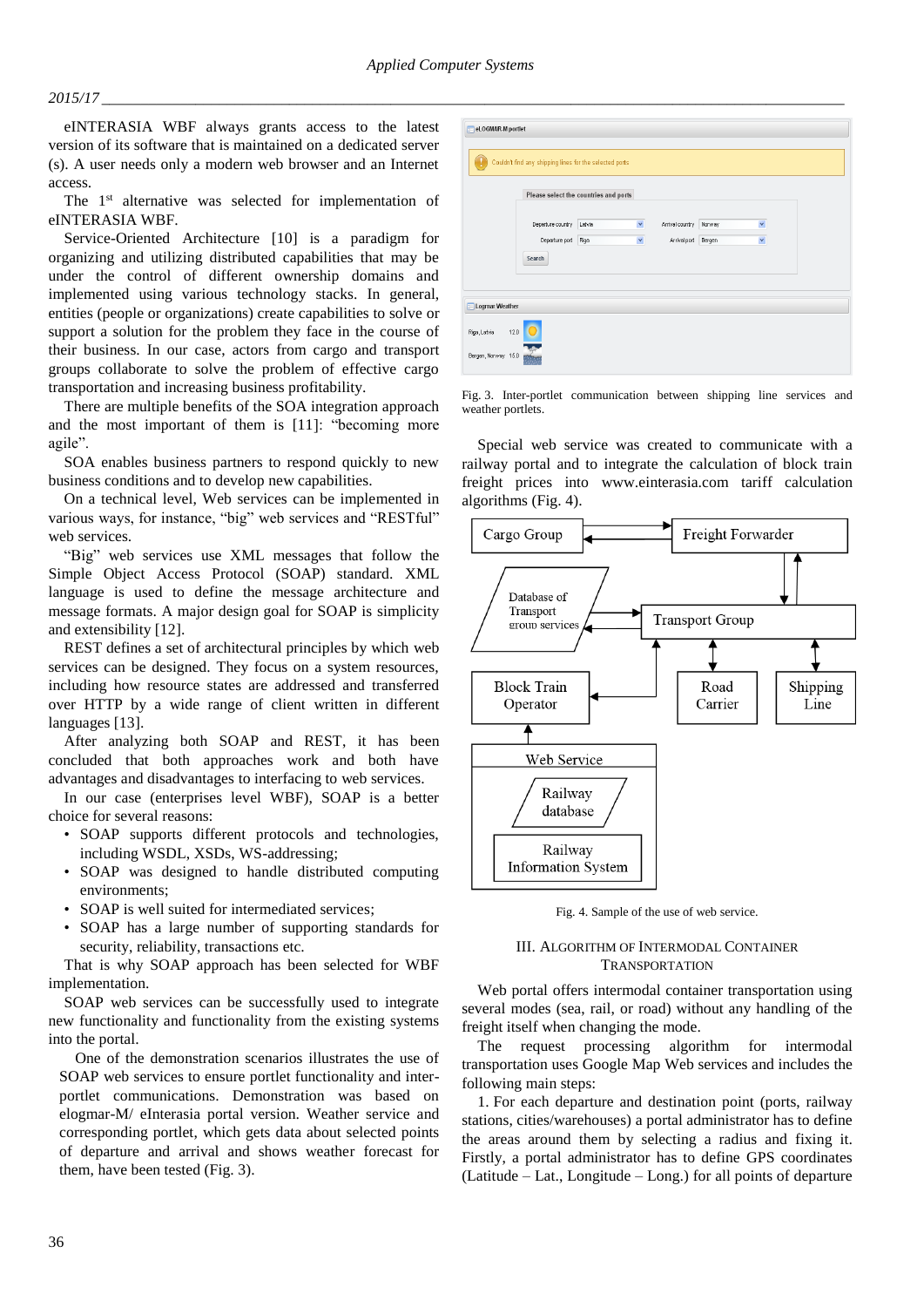eINTERASIA WBF always grants access to the latest version of its software that is maintained on a dedicated server (s). A user needs only a modern web browser and an Internet access.

The 1st alternative was selected for implementation of eINTERASIA WBF.

Service-Oriented Architecture [10] is a paradigm for organizing and utilizing distributed capabilities that may be under the control of different ownership domains and implemented using various technology stacks. In general, entities (people or organizations) create capabilities to solve or support a solution for the problem they face in the course of their business. In our case, actors from cargo and transport groups collaborate to solve the problem of effective cargo transportation and increasing business profitability.

There are multiple benefits of the SOA integration approach and the most important of them is [11]: "becoming more agile".

SOA enables business partners to respond quickly to new business conditions and to develop new capabilities.

On a technical level, Web services can be implemented in various ways, for instance, "big" web services and "RESTful" web services.

"Big" web services use XML messages that follow the Simple Object Access Protocol (SOAP) standard. XML language is used to define the message architecture and message formats. A major design goal for SOAP is simplicity and extensibility [12].

REST defines a set of architectural principles by which web services can be designed. They focus on a system resources, including how resource states are addressed and transferred over HTTP by a wide range of client written in different languages [13].

After analyzing both SOAP and REST, it has been concluded that both approaches work and both have advantages and disadvantages to interfacing to web services.

In our case (enterprises level WBF), SOAP is a better choice for several reasons:

- SOAP supports different protocols and technologies, including WSDL, XSDs, WS-addressing;
- SOAP was designed to handle distributed computing environments;
- SOAP is well suited for intermediated services;
- SOAP has a large number of supporting standards for security, reliability, transactions etc.

That is why SOAP approach has been selected for WBF implementation.

SOAP web services can be successfully used to integrate new functionality and functionality from the existing systems into the portal.

One of the demonstration scenarios illustrates the use of SOAP web services to ensure portlet functionality and inter-portlet communications. Demonstration was based on elogmar-M/ eInterasia portal version. Weather service and corresponding portlet, which gets data about selected points of departure and arrival and shows weather forecast for them, have been tested (Fig. 3).

Fig. 3. Inter-portlet communication between shipping line services and weather portlets.

Special web service was created to communicate with a railway portal and to integrate the calculation of block train freight prices into www.einterasia.com tariff calculation algorithms (Fig. 4).

Fig. 4. Sample of the use of web service.

## III. Algorithm of Intermodal Container Transportation

Web portal offers intermodal container transportation using several modes (sea, rail, or road) without any handling of the freight itself when changing the mode.

The request processing algorithm for intermodal transportation uses Google Map Web services and includes the following main steps:

1. For each departure and destination point (ports, railway stations, cities/warehouses) a portal administrator has to define the areas around them by selecting a radius and fixing it. Firstly, a portal administrator has to define GPS coordinates (Latitude – Lat., Longitude – Long.) for all points of departure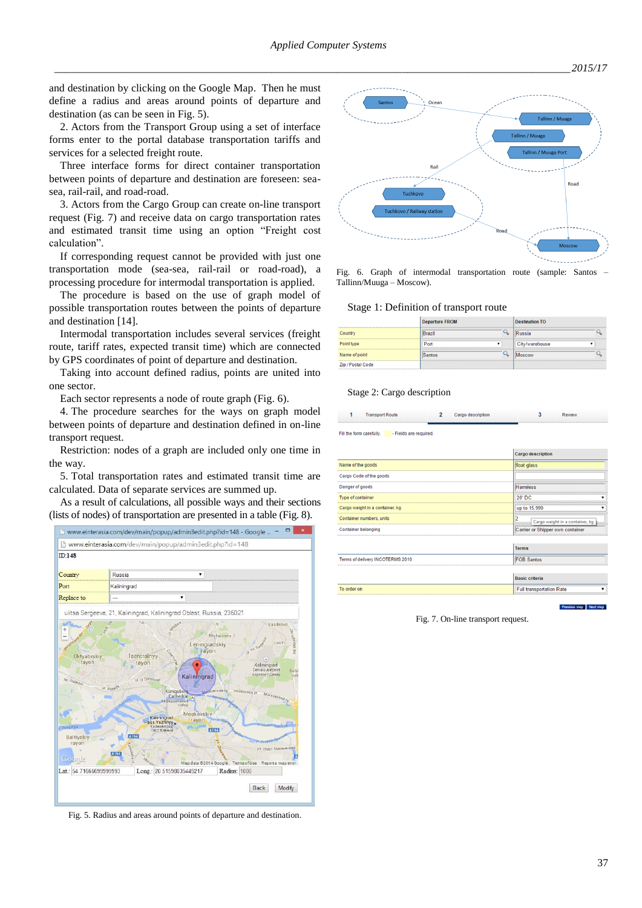and destination by clicking on the Google Map. Then he must define a radius and areas around points of departure and destination (as can be seen in Fig. 5).

2. Actors from the Transport Group using a set of interface forms enter to the portal database transportation tariffs and services for a selected freight route.

Three interface forms for direct container transportation between points of departure and destination are foreseen: sea-sea, rail-rail, and road-road.

3. Actors from the Cargo Group can create on-line transport request (Fig. 7) and receive data on cargo transportation rates and estimated transit time using an option "Freight cost calculation".

If corresponding request cannot be provided with just one transportation mode (sea-sea, rail-rail or road-road), a processing procedure for intermodal transportation is applied.

The procedure is based on the use of graph model of possible transportation routes between the points of departure and destination [14].

Intermodal transportation includes several services (freight route, tariff rates, expected transit time) which are connected by GPS coordinates of point of departure and destination.

Taking into account defined radius, points are united into one sector.

Each sector represents a node of route graph (Fig. 6).

4. The procedure searches for the ways on graph model between points of departure and destination defined in on-line transport request.

Restriction: nodes of a graph are included only one time in the way.

5. Total transportation rates and estimated transit time are calculated. Data of separate services are summed up.

As a result of calculations, all possible ways and their sections (lists of nodes) of transportation are presented in a table (Fig. 8).

Fig. 5. Radius and areas around points of departure and destination.

Fig. 6. Graph of intermodal transportation route (sample: Santos – Tallinn/Muuga – Moscow).

Fig. 7. On-line transport request.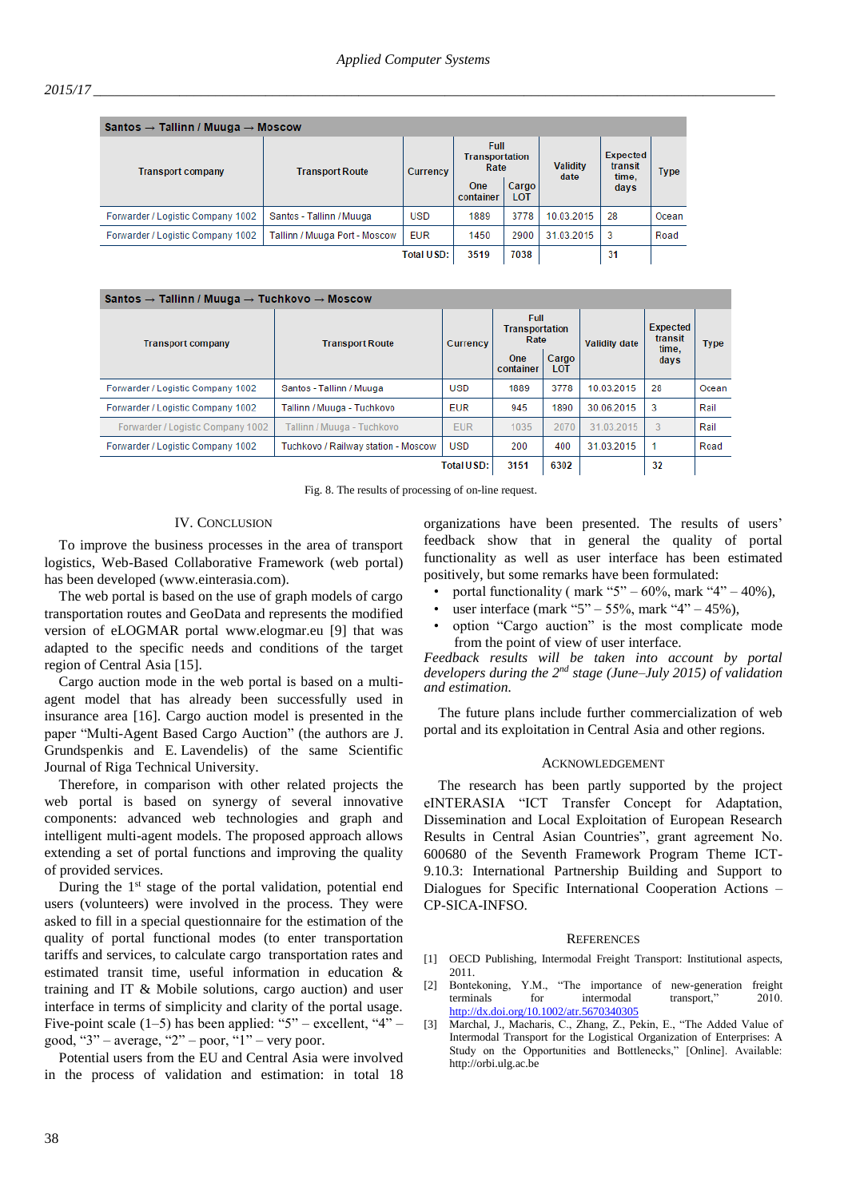| Santos → Tallinn / Muuga → Moscow | | | | | | | |
|---|---|---|---|---|---|---|---|
| Transport company | Transport Route | Currency | Full Transportation Rate | | Validity date | Expected transit time, days | Type |
| | | | One container | Cargo LOT | | | |
| Forwarder / Logistic Company 1002 | Santos - Tallinn / Muuga | USD | 1889 | 3778 | 10.03.2015 | 28 | Ocean |
| Forwarder / Logistic Company 1002 | Tallinn / Muuga Port - Moscow | EUR | 1450 | 2900 | 31.03.2015 | 3 | Road |
| | | Total USD: | 3519 | 7038 | | 31 | |

| Santos → Tallinn / Muuga → Tuchkovo → Moscow | | | | | | | |
|---|---|---|---|---|---|---|---|
| Transport company | Transport Route | Currency | Full Transportation Rate | | Validity date | Expected transit time, days | Type |
| | | | One container | Cargo LOT | | | |
| Forwarder / Logistic Company 1002 | Santos - Tallinn / Muuga | USD | 1889 | 3778 | 10.03.2015 | 28 | Ocean |
| Forwarder / Logistic Company 1002 | Tallinn / Muuga - Tuchkovo | EUR | 945 | 1890 | 30.06.2015 | 3 | Rail |
| Forwarder / Logistic Company 1002 | Tallinn / Muuga - Tuchkovo | EUR | 1035 | 2070 | 31.03.2015 | 3 | Rail |
| Forwarder / Logistic Company 1002 | Tuchkovo / Railway station - Moscow | USD | 200 | 400 | 31.03.2015 | 1 | Road |
| | | Total USD: | 3151 | 6302 | | 32 | |

Fig. 8. The results of processing of on-line request.

## IV. Conclusion

To improve the business processes in the area of transport logistics, Web-Based Collaborative Framework (web portal) has been developed (www.einterasia.com).

The web portal is based on the use of graph models of cargo transportation routes and GeoData and represents the modified version of eLOGMAR portal www.elogmar.eu [9] that was adapted to the specific needs and conditions of the target region of Central Asia [15].

Cargo auction mode in the web portal is based on a multi-agent model that has already been successfully used in insurance area [16]. Cargo auction model is presented in the paper "Multi-Agent Based Cargo Auction" (the authors are J. Grundspenkis and E. Lavendelis) of the same Scientific Journal of Riga Technical University.

Therefore, in comparison with other related projects the web portal is based on synergy of several innovative components: advanced web technologies and graph and intelligent multi-agent models. The proposed approach allows extending a set of portal functions and improving the quality of provided services.

During the 1st stage of the portal validation, potential end users (volunteers) were involved in the process. They were asked to fill in a special questionnaire for the estimation of the quality of portal functional modes (to enter transportation tariffs and services, to calculate cargo transportation rates and estimated transit time, useful information in education & training and IT & Mobile solutions, cargo auction) and user interface in terms of simplicity and clarity of the portal usage. Five-point scale (1–5) has been applied: "5" – excellent, "4" – good, "3" – average, "2" – poor, "1" – very poor.

Potential users from the EU and Central Asia were involved in the process of validation and estimation: in total 18 organizations have been presented. The results of users' feedback show that in general the quality of portal functionality as well as user interface has been estimated positively, but some remarks have been formulated:

- portal functionality ( mark "5" – 60%, mark "4" – 40%),
- user interface (mark "5" – 55%, mark "4" – 45%),
- option "Cargo auction" is the most complicate mode from the point of view of user interface.

*Feedback results will be taken into account by portal developers during the 2nd stage (June–July 2015) of validation and estimation.*

The future plans include further commercialization of web portal and its exploitation in Central Asia and other regions.

## Acknowledgement

The research has been partly supported by the project eINTERASIA "ICT Transfer Concept for Adaptation, Dissemination and Local Exploitation of European Research Results in Central Asian Countries", grant agreement No. 600680 of the Seventh Framework Program Theme ICT-9.10.3: International Partnership Building and Support to Dialogues for Specific International Cooperation Actions – CP-SICA-INFSO.

## References

[1] OECD Publishing, Intermodal Freight Transport: Institutional aspects, 2011.

[2] Bontekoning, Y.M., "The importance of new-generation freight terminals for intermodal transport," 2010. http://dx.doi.org/10.1002/atr.5670340305

[3] Marchal, J., Macharis, C., Zhang, Z., Pekin, E., "The Added Value of Intermodal Transport for the Logistical Organization of Enterprises: A Study on the Opportunities and Bottlenecks," [Online]. Available: http://orbi.ulg.ac.be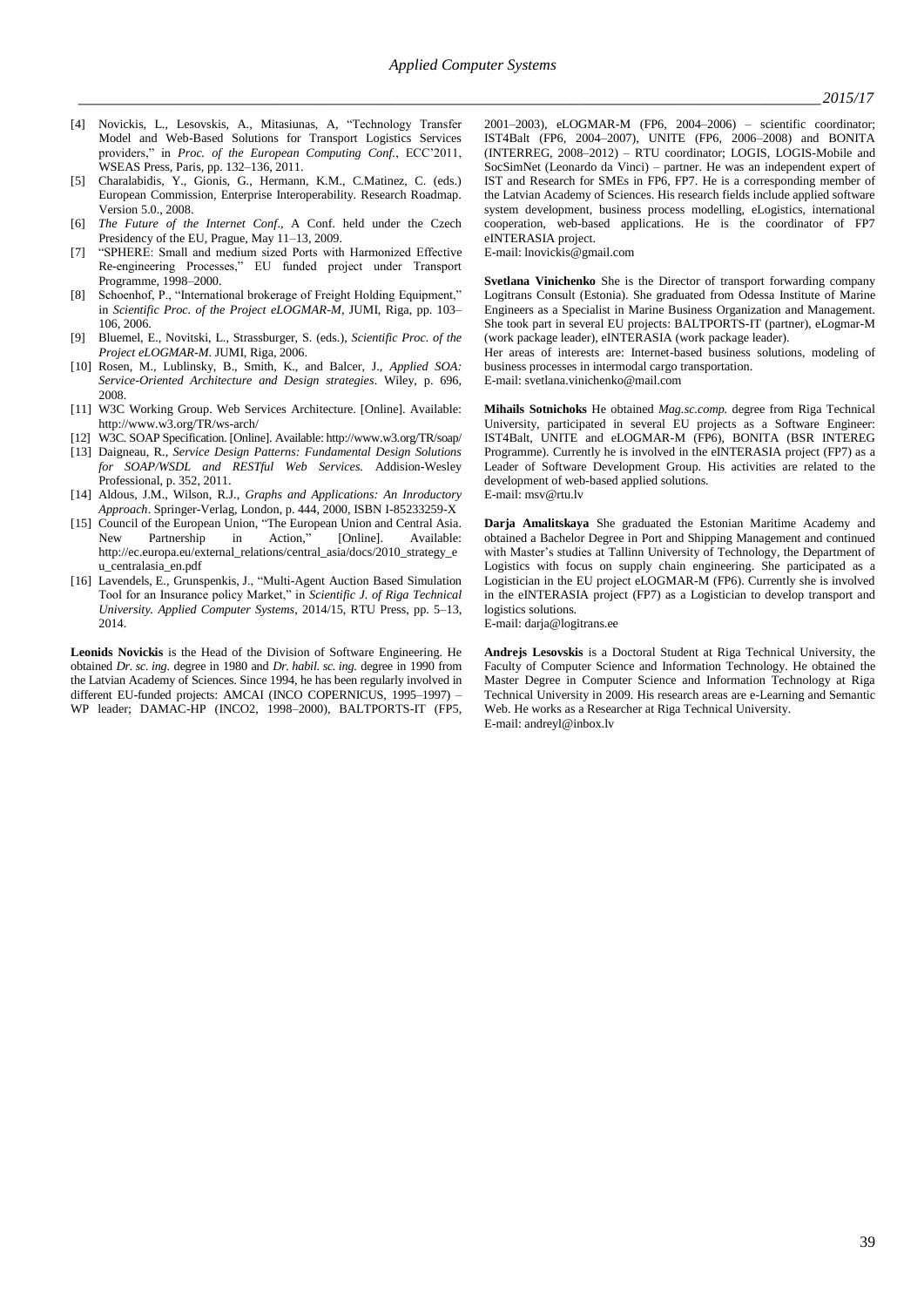[4] Novickis, L., Lesovskis, A., Mitasiunas, A, "Technology Transfer Model and Web-Based Solutions for Transport Logistics Services providers," in *Proc. of the European Computing Conf.*, ECC'2011, WSEAS Press, Paris, pp. 132–136, 2011.

[5] Charalabidis, Y., Gionis, G., Hermann, K.M., C.Matinez, C. (eds.) European Commission, Enterprise Interoperability. Research Roadmap. Version 5.0., 2008.

[6] *The Future of the Internet Conf*., A Conf. held under the Czech Presidency of the EU, Prague, May 11–13, 2009.

[7] "SPHERE: Small and medium sized Ports with Harmonized Effective Re-engineering Processes," EU funded project under Transport Programme, 1998–2000.

[8] Schoenhof, P., "International brokerage of Freight Holding Equipment," in *Scientific Proc. of the Project eLOGMAR-M*, JUMI, Riga, pp. 103–106, 2006.

[9] Bluemel, E., Novitski, L., Strassburger, S. (eds.), *Scientific Proc. of the Project eLOGMAR-M*. JUMI, Riga, 2006.

[10] Rosen, M., Lublinsky, B., Smith, K., and Balcer, J., *Applied SOA: Service-Oriented Architecture and Design strategies*. Wiley, p. 696, 2008.

[11] W3C Working Group. Web Services Architecture. [Online]. Available: http://www.w3.org/TR/ws-arch/

[12] W3C. SOAP Specification. [Online]. Available: http://www.w3.org/TR/soap/

[13] Daigneau, R., *Service Design Patterns: Fundamental Design Solutions for SOAP/WSDL and RESTful Web Services*. Addision-Wesley Professional, p. 352, 2011.

[14] Aldous, J.M., Wilson, R.J., *Graphs and Applications: An Inroductory Approach*. Springer-Verlag, London, p. 444, 2000, ISBN I-85233259-X

[15] Council of the European Union, "The European Union and Central Asia. New Partnership in Action," [Online]. Available: http://ec.europa.eu/external_relations/central_asia/docs/2010_strategy_eu_centralasia_en.pdf

[16] Lavendels, E., Grunspenkis, J., "Multi-Agent Auction Based Simulation Tool for an Insurance policy Market," in *Scientific J. of Riga Technical University. Applied Computer Systems*, 2014/15, RTU Press, pp. 5–13, 2014.

**Leonids Novickis** is the Head of the Division of Software Engineering. He obtained *Dr. sc. ing.* degree in 1980 and *Dr. habil. sc. ing.* degree in 1990 from the Latvian Academy of Sciences. Since 1994, he has been regularly involved in different EU-funded projects: AMCAI (INCO COPERNICUS, 1995–1997) – WP leader; DAMAC-HP (INCO2, 1998–2000), BALTPORTS-IT (FP5, 2001–2003), eLOGMAR-M (FP6, 2004–2006) – scientific coordinator; IST4Balt (FP6, 2004–2007), UNITE (FP6, 2006–2008) and BONITA (INTERREG, 2008–2012) – RTU coordinator; LOGIS, LOGIS-Mobile and SocSimNet (Leonardo da Vinci) – partner. He was an independent expert of IST and Research for SMEs in FP6, FP7. He is a corresponding member of the Latvian Academy of Sciences. His research fields include applied software system development, business process modelling, eLogistics, international cooperation, web-based applications. He is the coordinator of FP7 eINTERASIA project.
E-mail: lnovickis@gmail.com

**Svetlana Vinichenko** She is the Director of transport forwarding company Logitrans Consult (Estonia). She graduated from Odessa Institute of Marine Engineers as a Specialist in Marine Business Organization and Management. She took part in several EU projects: BALTPORTS-IT (partner), eLogmar-M (work package leader), eINTERASIA (work package leader).
Her areas of interests are: Internet-based business solutions, modeling of business processes in intermodal cargo transportation.
E-mail: svetlana.vinichenko@mail.com

**Mihails Sotnichoks** He obtained *Mag.sc.comp.* degree from Riga Technical University, participated in several EU projects as a Software Engineer: IST4Balt, UNITE and eLOGMAR-M (FP6), BONITA (BSR INTEREG Programme). Currently he is involved in the eINTERASIA project (FP7) as a Leader of Software Development Group. His activities are related to the development of web-based applied solutions.
E-mail: msv@rtu.lv

**Darja Amalitskaya** She graduated the Estonian Maritime Academy and obtained a Bachelor Degree in Port and Shipping Management and continued with Master's studies at Tallinn University of Technology, the Department of Logistics with focus on supply chain engineering. She participated as a Logistician in the EU project eLOGMAR-M (FP6). Currently she is involved in the eINTERASIA project (FP7) as a Logistician to develop transport and logistics solutions.
E-mail: darja@logitrans.ee

**Andrejs Lesovskis** is a Doctoral Student at Riga Technical University, the Faculty of Computer Science and Information Technology. He obtained the Master Degree in Computer Science and Information Technology at Riga Technical University in 2009. His research areas are e-Learning and Semantic Web. He works as a Researcher at Riga Technical University.
E-mail: andreyl@inbox.lv